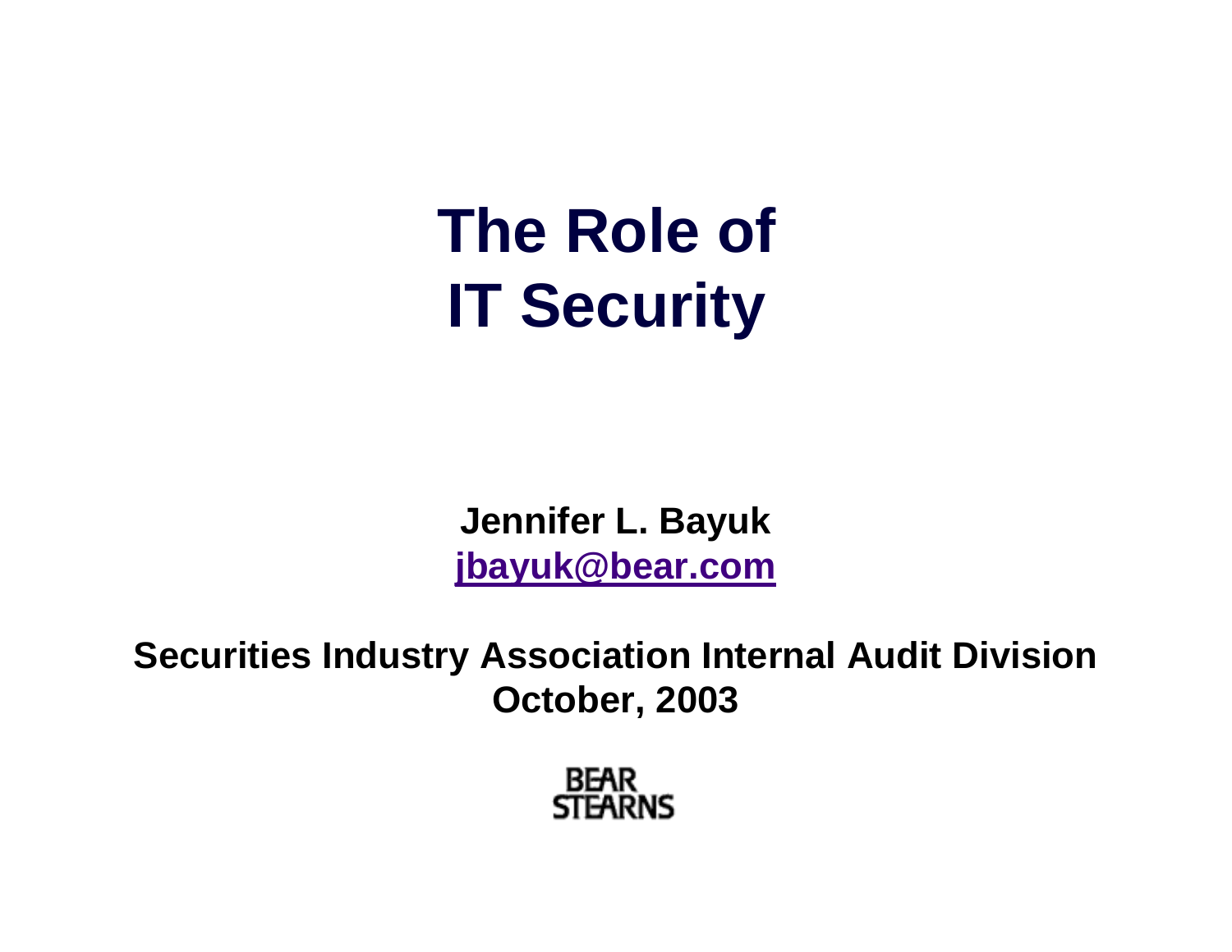# The Role of IT Security

**Jennifer L. Bayuk**
**jbayuk@bear.com**

**Securities Industry Association Internal Audit Division**
**October, 2003**

BEAR STEARNS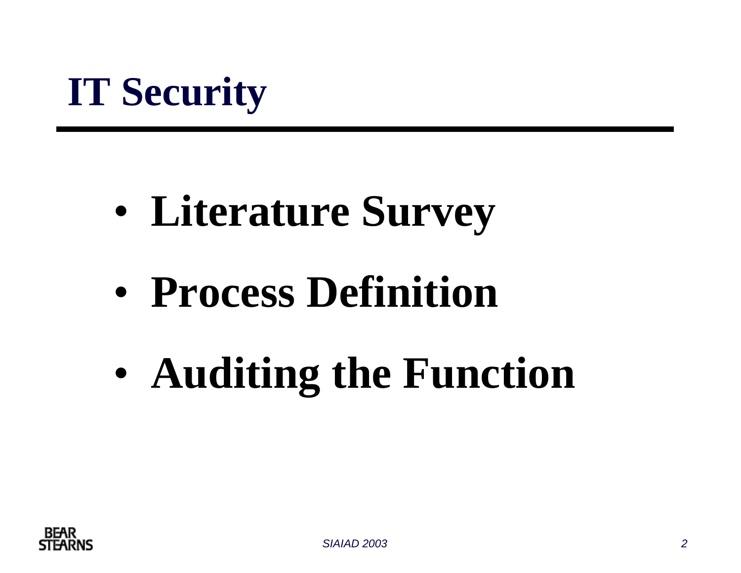# IT Security

- **Literature Survey**
- **Process Definition**
- **Auditing the Function**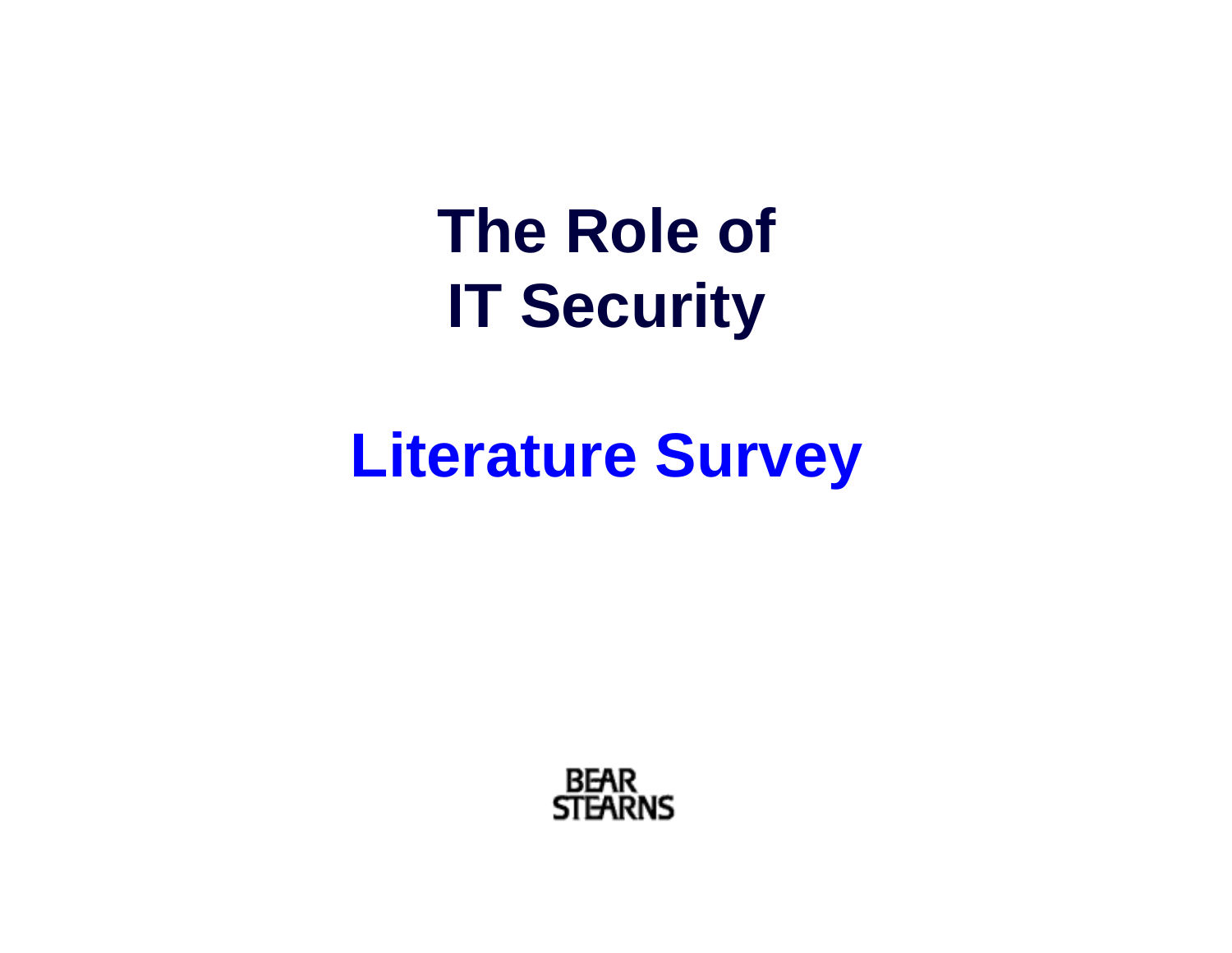# The Role of IT Security

## Literature Survey

BEAR STEARNS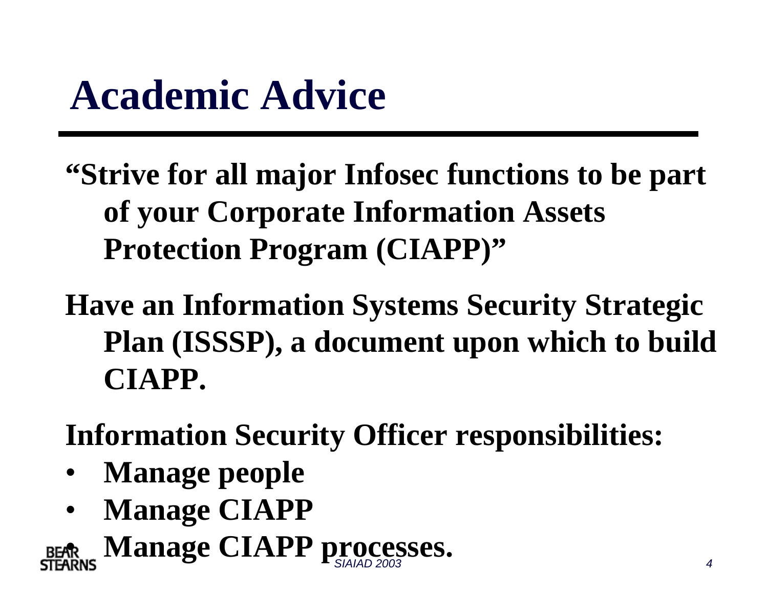# Academic Advice

**"Strive for all major Infosec functions to be part of your Corporate Information Assets Protection Program (CIAPP)"**

**Have an Information Systems Security Strategic Plan (ISSSP), a document upon which to build CIAPP.**

**Information Security Officer responsibilities:**

- **Manage people**
- **Manage CIAPP**
- **Manage CIAPP processes.**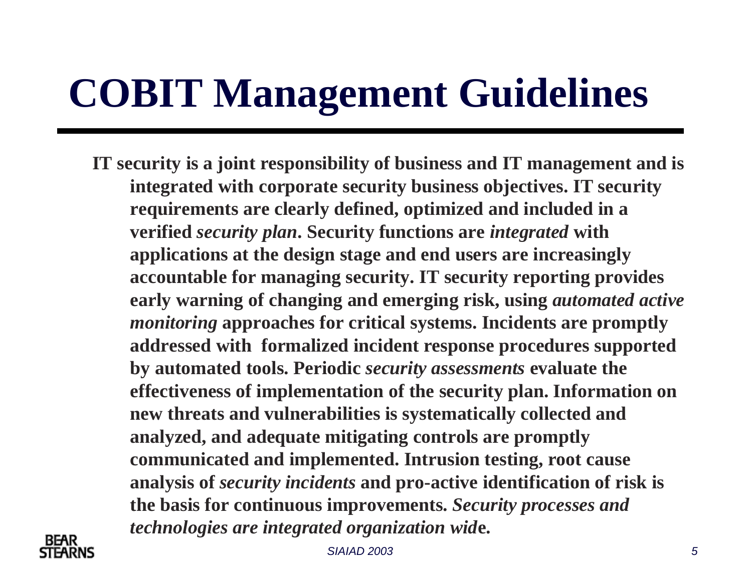# COBIT Management Guidelines

**IT security is a joint responsibility of business and IT management and is integrated with corporate security business objectives. IT security requirements are clearly defined, optimized and included in a verified *security plan*. Security functions are *integrated* with applications at the design stage and end users are increasingly accountable for managing security. IT security reporting provides early warning of changing and emerging risk, using *automated active monitoring* approaches for critical systems. Incidents are promptly addressed with formalized incident response procedures supported by automated tools. Periodic *security assessments* evaluate the effectiveness of implementation of the security plan. Information on new threats and vulnerabilities is systematically collected and analyzed, and adequate mitigating controls are promptly communicated and implemented. Intrusion testing, root cause analysis of *security incidents* and pro-active identification of risk is the basis for continuous improvements. *Security processes and technologies are integrated organization wid*e.**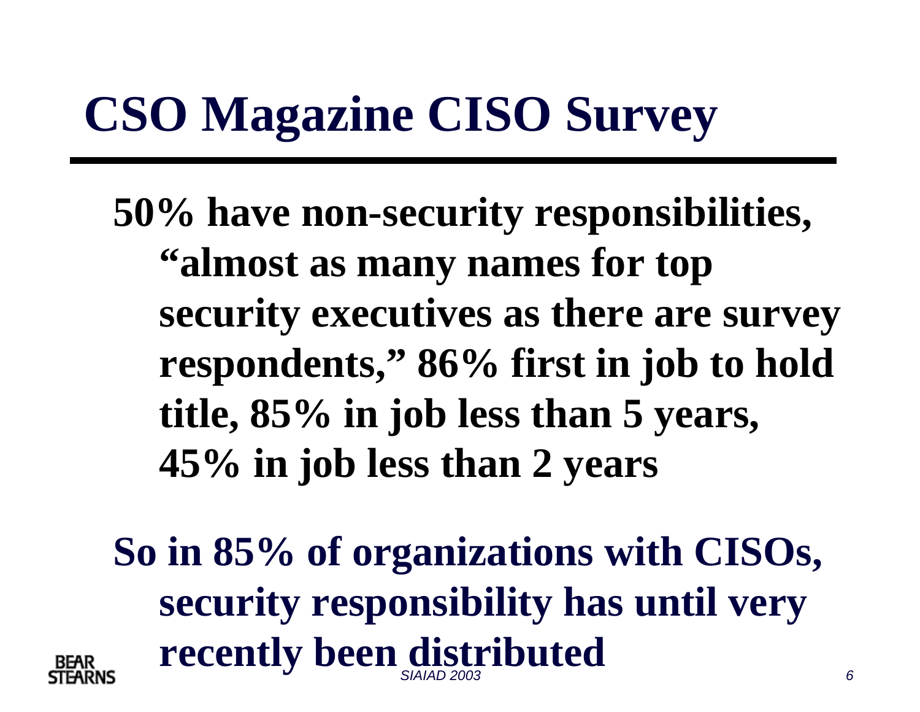# CSO Magazine CISO Survey

- **50% have non-security responsibilities, "almost as many names for top security executives as there are survey respondents," 86% first in job to hold title, 85% in job less than 5 years, 45% in job less than 2 years**

- **So in 85% of organizations with CISOs, security responsibility has until very recently been distributed**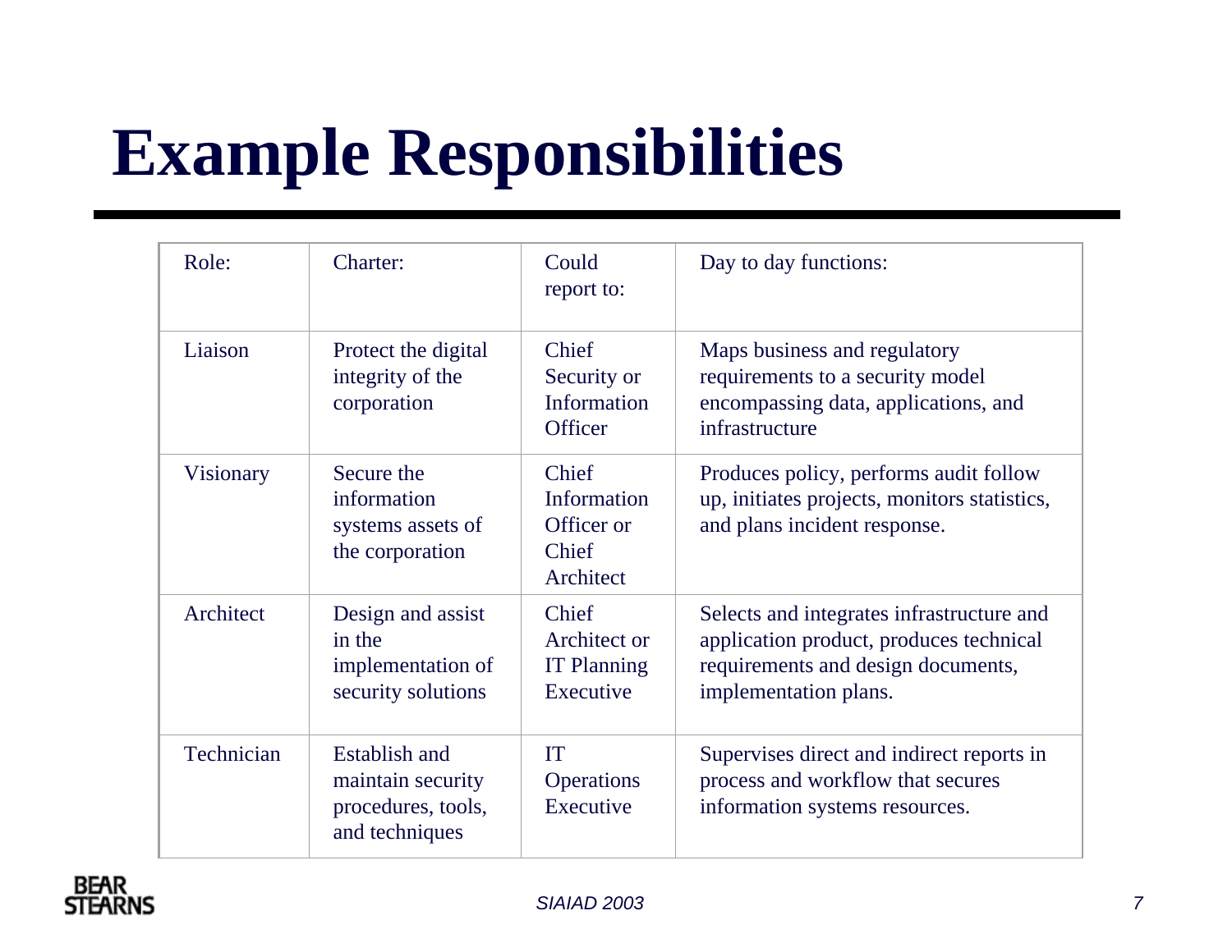# Example Responsibilities

| Role: | Charter: | Could report to: | Day to day functions: |
|---|---|---|---|
| Liaison | Protect the digital integrity of the corporation | Chief Security or Information Officer | Maps business and regulatory requirements to a security model encompassing data, applications, and infrastructure |
| Visionary | Secure the information systems assets of the corporation | Chief Information Officer or Chief Architect | Produces policy, performs audit follow up, initiates projects, monitors statistics, and plans incident response. |
| Architect | Design and assist in the implementation of security solutions | Chief Architect or IT Planning Executive | Selects and integrates infrastructure and application product, produces technical requirements and design documents, implementation plans. |
| Technician | Establish and maintain security procedures, tools, and techniques | IT Operations Executive | Supervises direct and indirect reports in process and workflow that secures information systems resources. |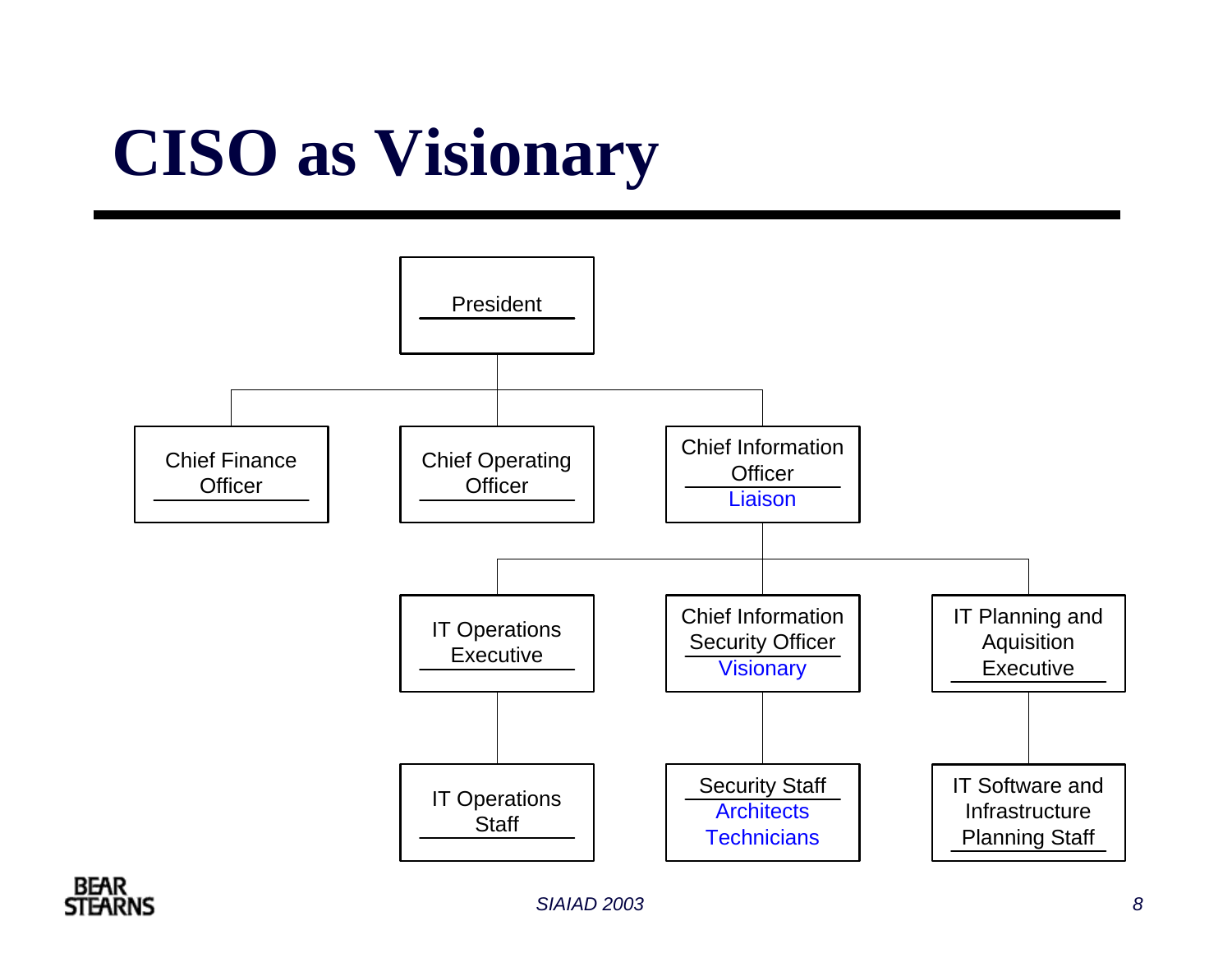# CISO as Visionary

- President
  - Chief Finance Officer
  - Chief Operating Officer
  - Chief Information Officer — Liaison
    - IT Operations Executive
      - IT Operations Staff
    - Chief Information Security Officer — Visionary
      - Security Staff — Architects, Technicians
    - IT Planning and Aquisition Executive
      - IT Software and Infrastructure Planning Staff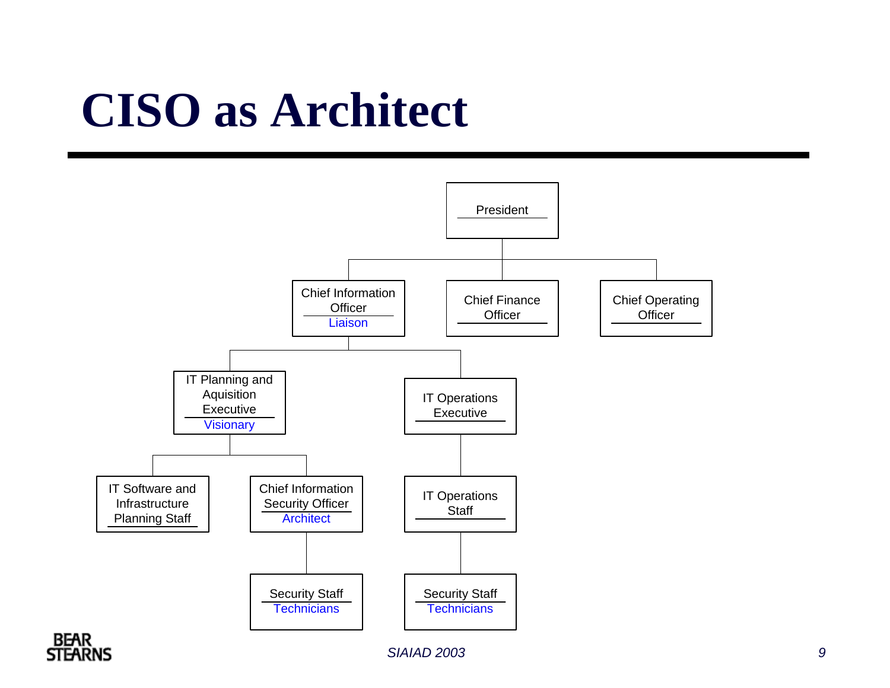# CISO as Architect

- President
  - Chief Information Officer — *Liaison*
    - IT Planning and Aquisition Executive — *Visionary*
      - IT Software and Infrastructure Planning Staff
      - Chief Information Security Officer — *Architect*
        - Security Staff — *Technicians*
    - IT Operations Executive
      - IT Operations Staff
        - Security Staff — *Technicians*
  - Chief Finance Officer
  - Chief Operating Officer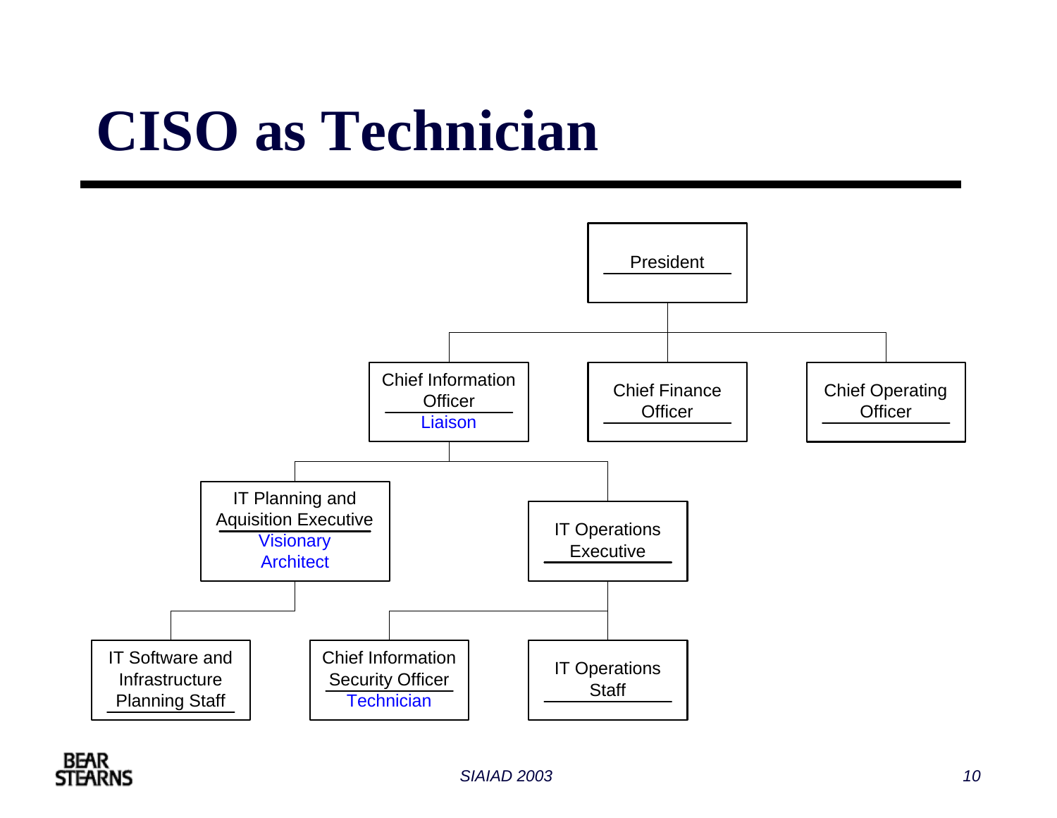# CISO as Technician

- President
  - Chief Information Officer — *Liaison*
    - IT Planning and Aquisition Executive — *Visionary Architect*
      - IT Software and Infrastructure Planning Staff
    - IT Operations Executive
      - Chief Information Security Officer — *Technician*
      - IT Operations Staff
  - Chief Finance Officer
  - Chief Operating Officer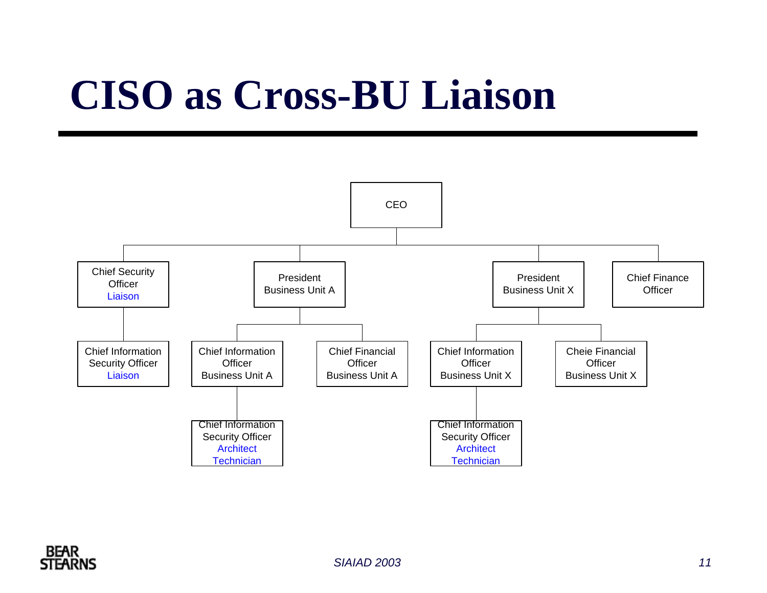# CISO as Cross-BU Liaison

- CEO
  - Chief Security Officer
    Liaison
    - Chief Information Security Officer
      Liaison
  - President Business Unit A
    - Chief Information Officer Business Unit A
      - Chief Information Security Officer
        Architect
        Technician
    - Chief Financial Officer Business Unit A
  - President Business Unit X
    - Chief Information Officer Business Unit X
      - Chief Information Security Officer
        Architect
        Technician
    - Cheie Financial Officer Business Unit X
  - Chief Finance Officer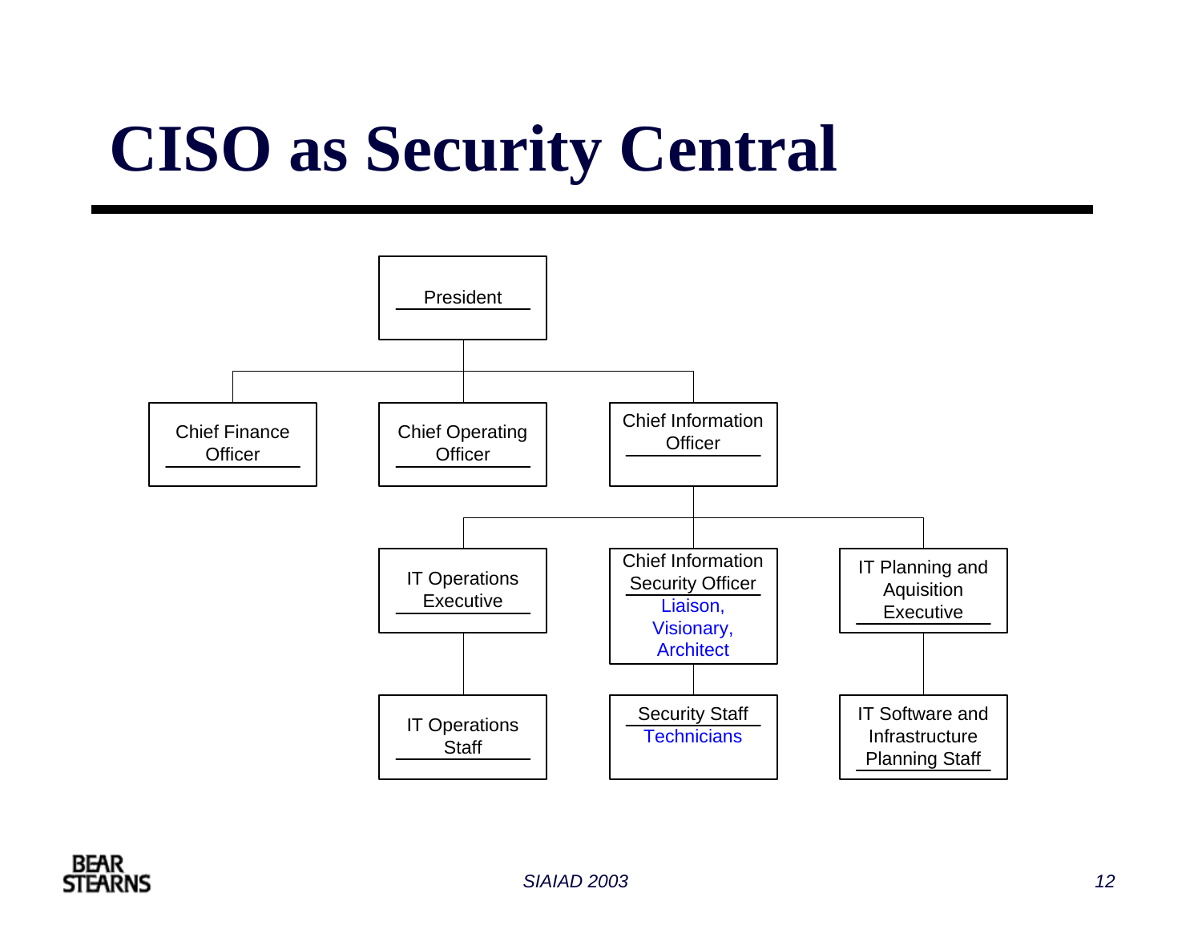# CISO as Security Central

- President
  - Chief Finance Officer
  - Chief Operating Officer
  - Chief Information Officer
    - IT Operations Executive
      - IT Operations Staff
    - Chief Information Security Officer
      Liaison, Visionary, Architect
      - Security Staff
        Technicians
    - IT Planning and Aquisition Executive
      - IT Software and Infrastructure Planning Staff

*SIAIAD 2003*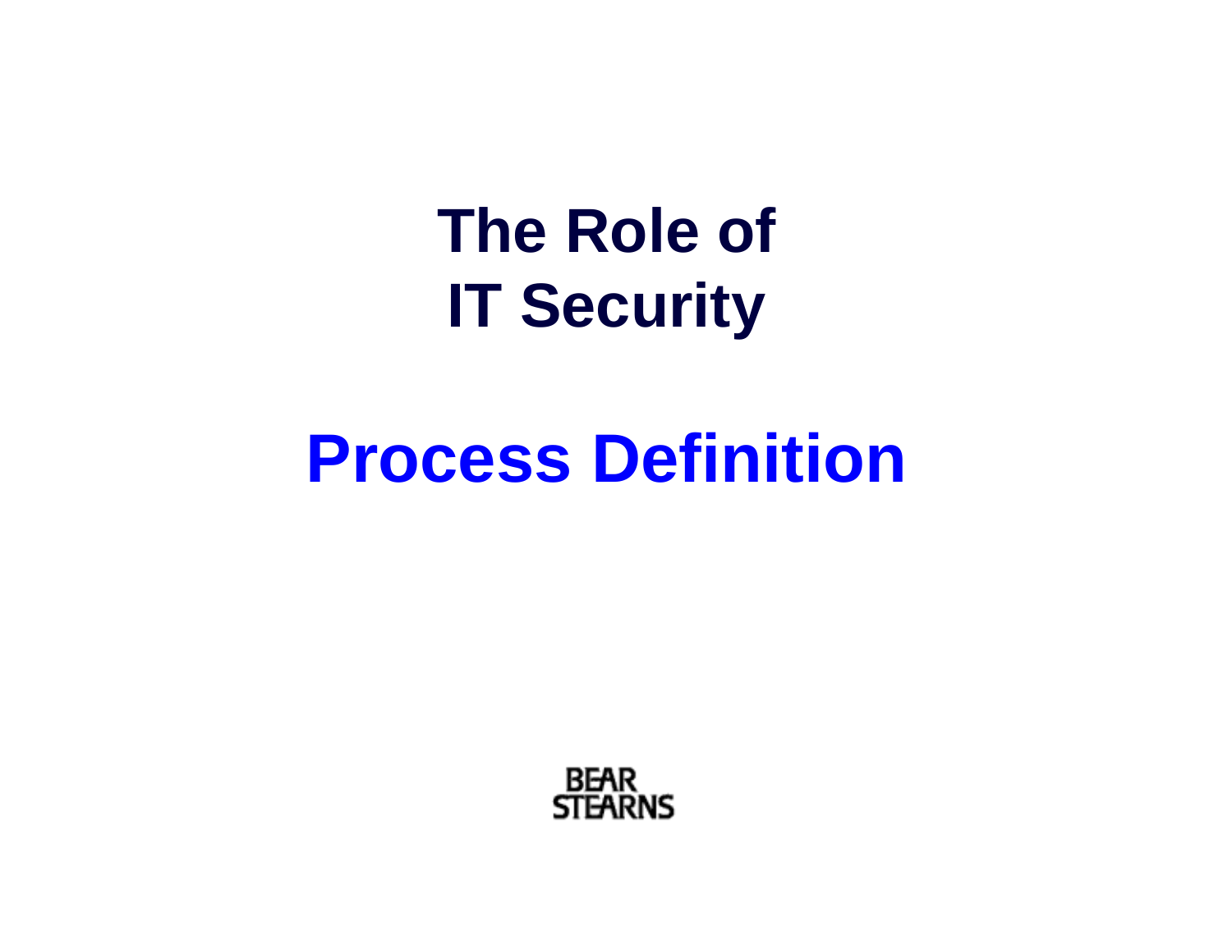# The Role of IT Security

## Process Definition

BEAR STEARNS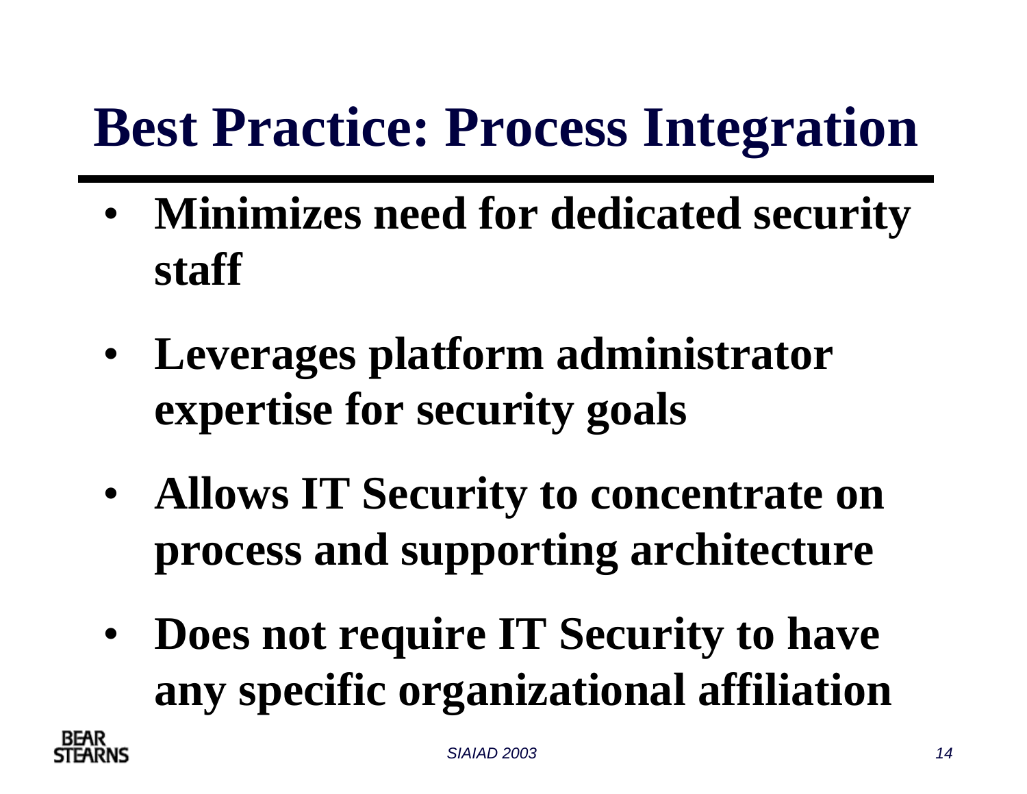# Best Practice: Process Integration

- **Minimizes need for dedicated security staff**
- **Leverages platform administrator expertise for security goals**
- **Allows IT Security to concentrate on process and supporting architecture**
- **Does not require IT Security to have any specific organizational affiliation**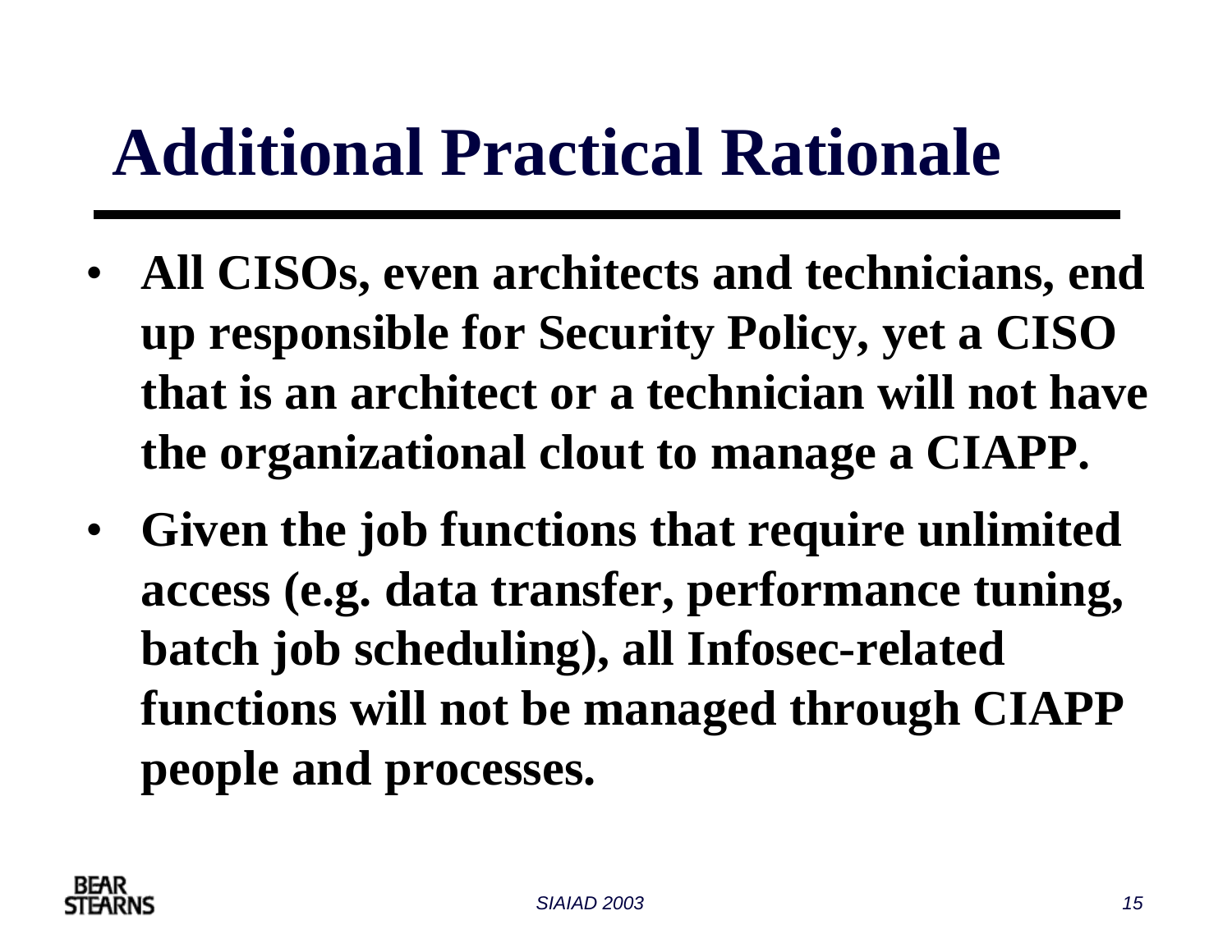# Additional Practical Rationale

- **All CISOs, even architects and technicians, end up responsible for Security Policy, yet a CISO that is an architect or a technician will not have the organizational clout to manage a CIAPP.**
- **Given the job functions that require unlimited access (e.g. data transfer, performance tuning, batch job scheduling), all Infosec-related functions will not be managed through CIAPP people and processes.**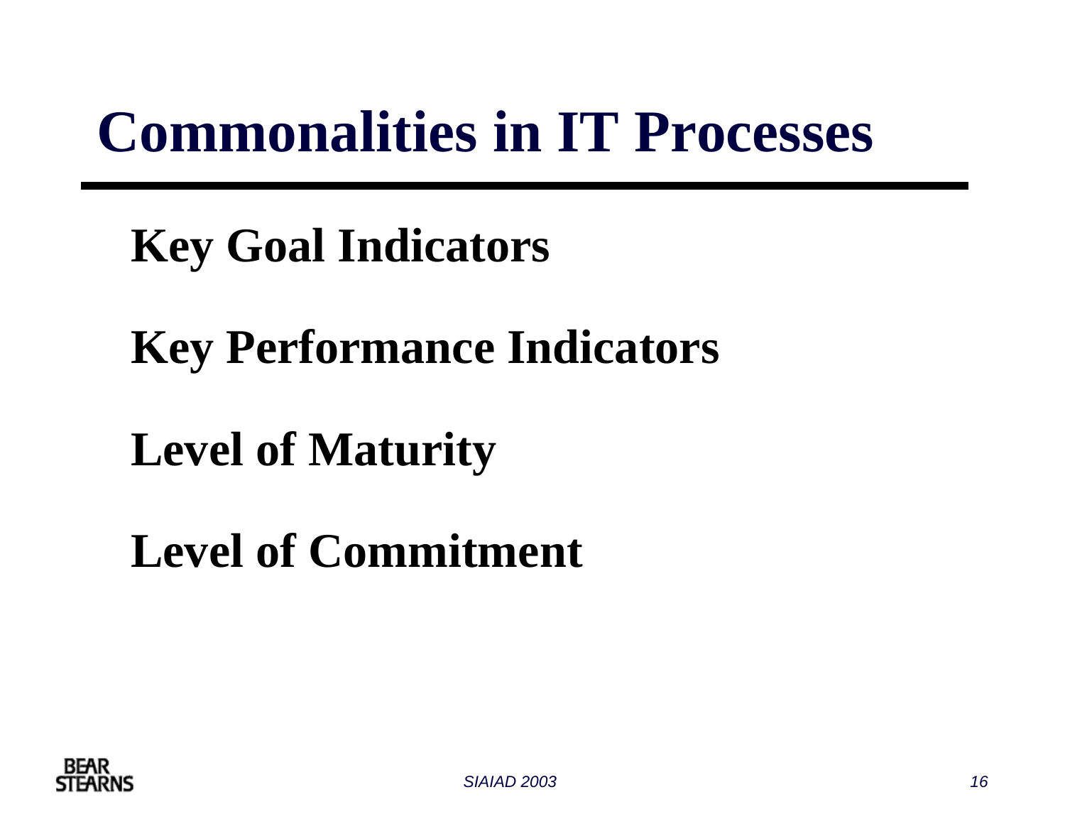# Commonalities in IT Processes

**Key Goal Indicators**

**Key Performance Indicators**

**Level of Maturity**

**Level of Commitment**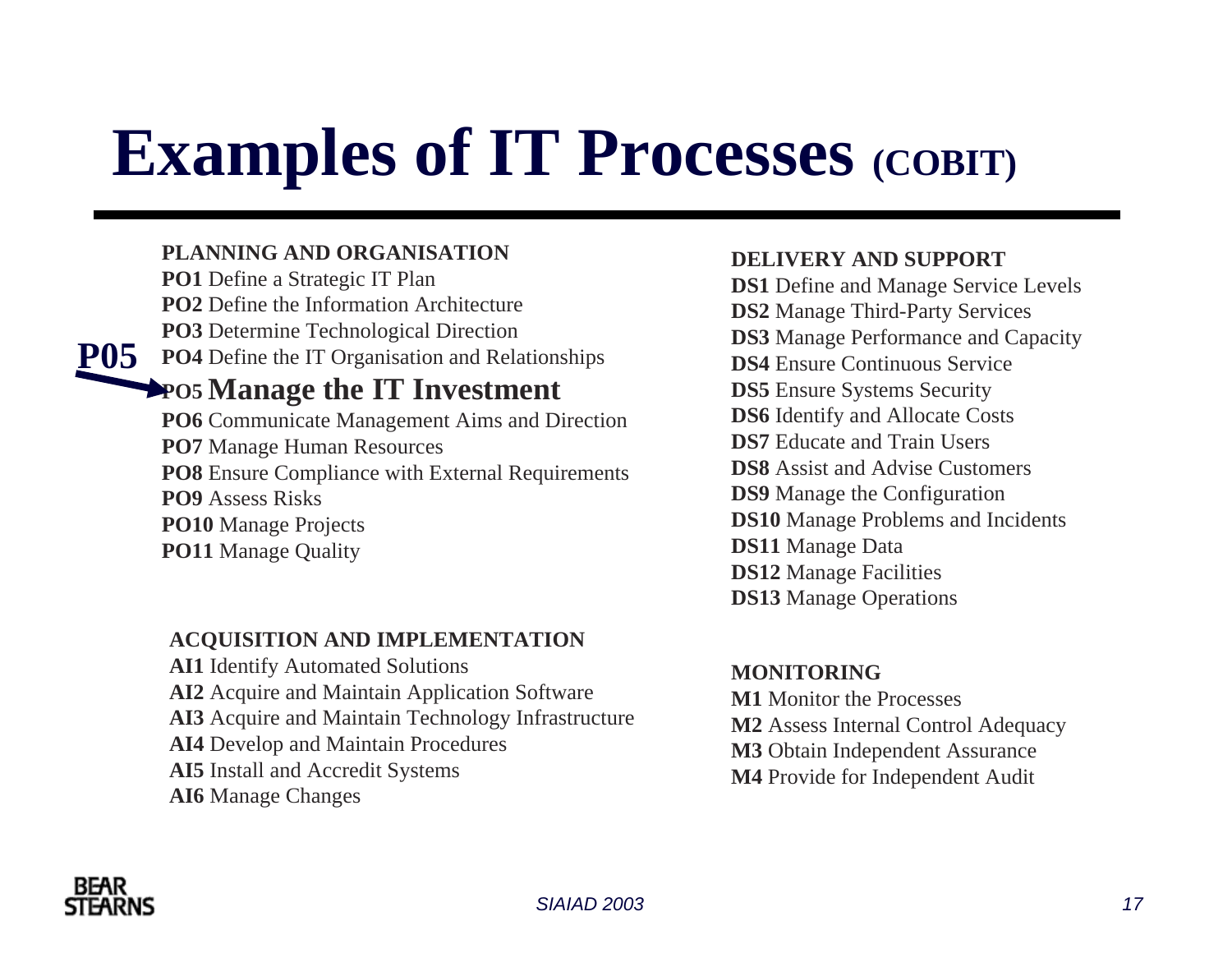# Examples of IT Processes (COBIT)

**PLANNING AND ORGANISATION**

**PO1** Define a Strategic IT Plan
**PO2** Define the Information Architecture
**PO3** Determine Technological Direction
**PO4** Define the IT Organisation and Relationships
**PO5 Manage the IT Investment**
**PO6** Communicate Management Aims and Direction
**PO7** Manage Human Resources
**PO8** Ensure Compliance with External Requirements
**PO9** Assess Risks
**PO10** Manage Projects
**PO11** Manage Quality

**P05**

**ACQUISITION AND IMPLEMENTATION**

**AI1** Identify Automated Solutions
**AI2** Acquire and Maintain Application Software
**AI3** Acquire and Maintain Technology Infrastructure
**AI4** Develop and Maintain Procedures
**AI5** Install and Accredit Systems
**AI6** Manage Changes

**DELIVERY AND SUPPORT**

**DS1** Define and Manage Service Levels
**DS2** Manage Third-Party Services
**DS3** Manage Performance and Capacity
**DS4** Ensure Continuous Service
**DS5** Ensure Systems Security
**DS6** Identify and Allocate Costs
**DS7** Educate and Train Users
**DS8** Assist and Advise Customers
**DS9** Manage the Configuration
**DS10** Manage Problems and Incidents
**DS11** Manage Data
**DS12** Manage Facilities
**DS13** Manage Operations

**MONITORING**

**M1** Monitor the Processes
**M2** Assess Internal Control Adequacy
**M3** Obtain Independent Assurance
**M4** Provide for Independent Audit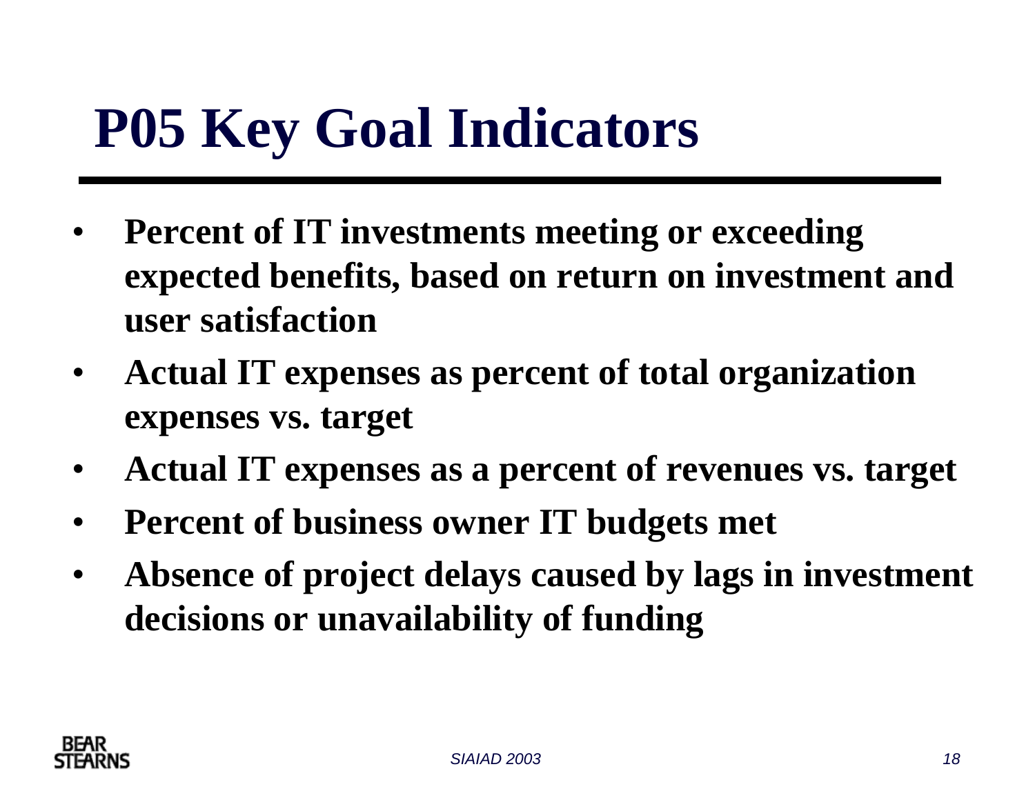# P05 Key Goal Indicators

- **Percent of IT investments meeting or exceeding expected benefits, based on return on investment and user satisfaction**
- **Actual IT expenses as percent of total organization expenses vs. target**
- **Actual IT expenses as a percent of revenues vs. target**
- **Percent of business owner IT budgets met**
- **Absence of project delays caused by lags in investment decisions or unavailability of funding**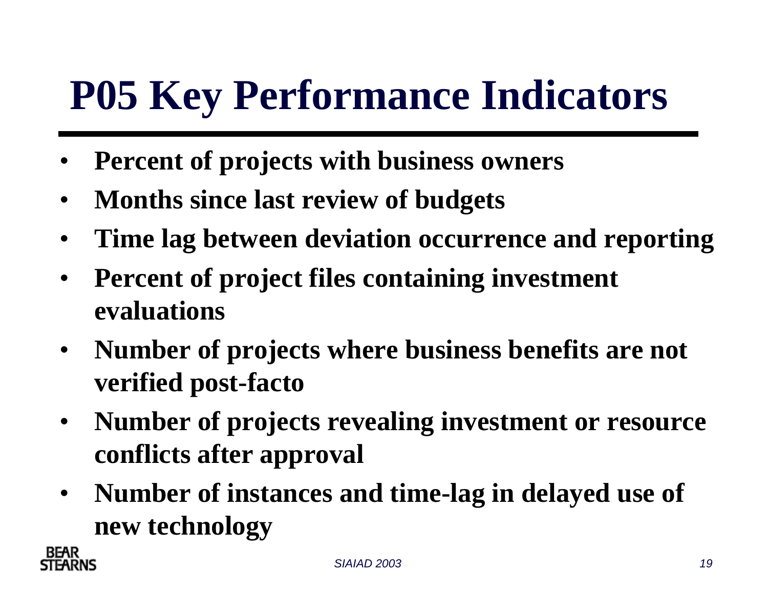# P05 Key Performance Indicators

- **Percent of projects with business owners**
- **Months since last review of budgets**
- **Time lag between deviation occurrence and reporting**
- **Percent of project files containing investment evaluations**
- **Number of projects where business benefits are not verified post-facto**
- **Number of projects revealing investment or resource conflicts after approval**
- **Number of instances and time-lag in delayed use of new technology**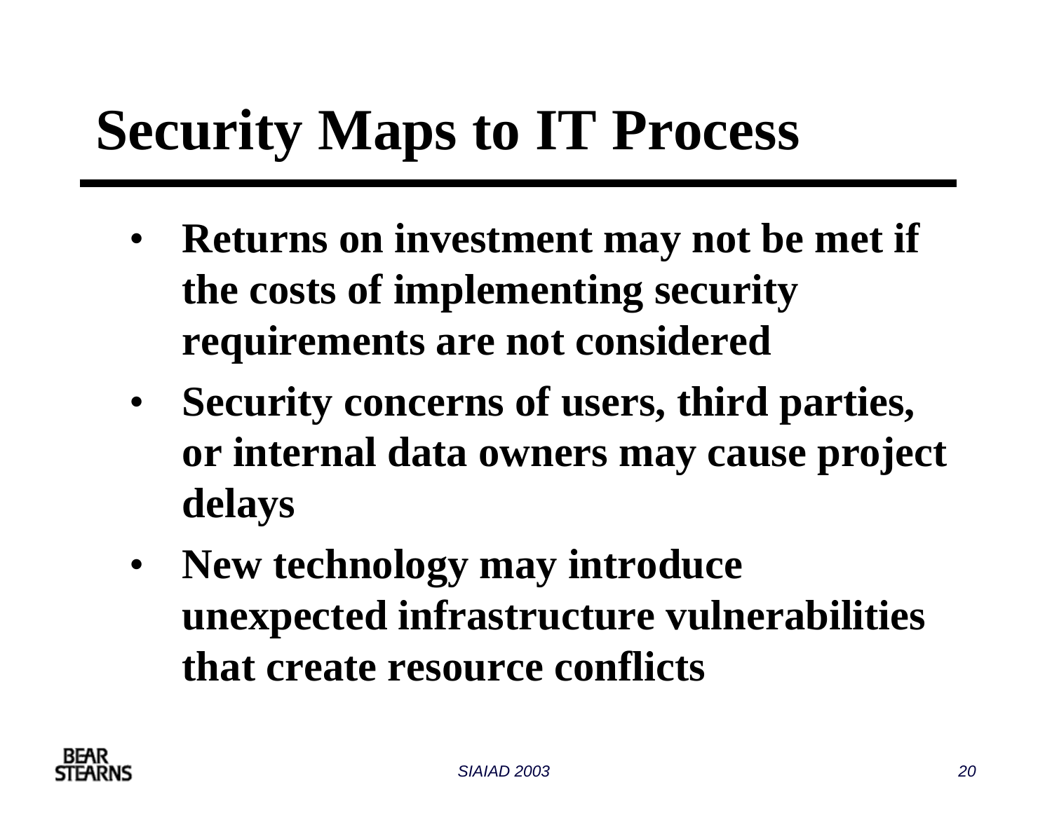# Security Maps to IT Process

- **Returns on investment may not be met if the costs of implementing security requirements are not considered**
- **Security concerns of users, third parties, or internal data owners may cause project delays**
- **New technology may introduce unexpected infrastructure vulnerabilities that create resource conflicts**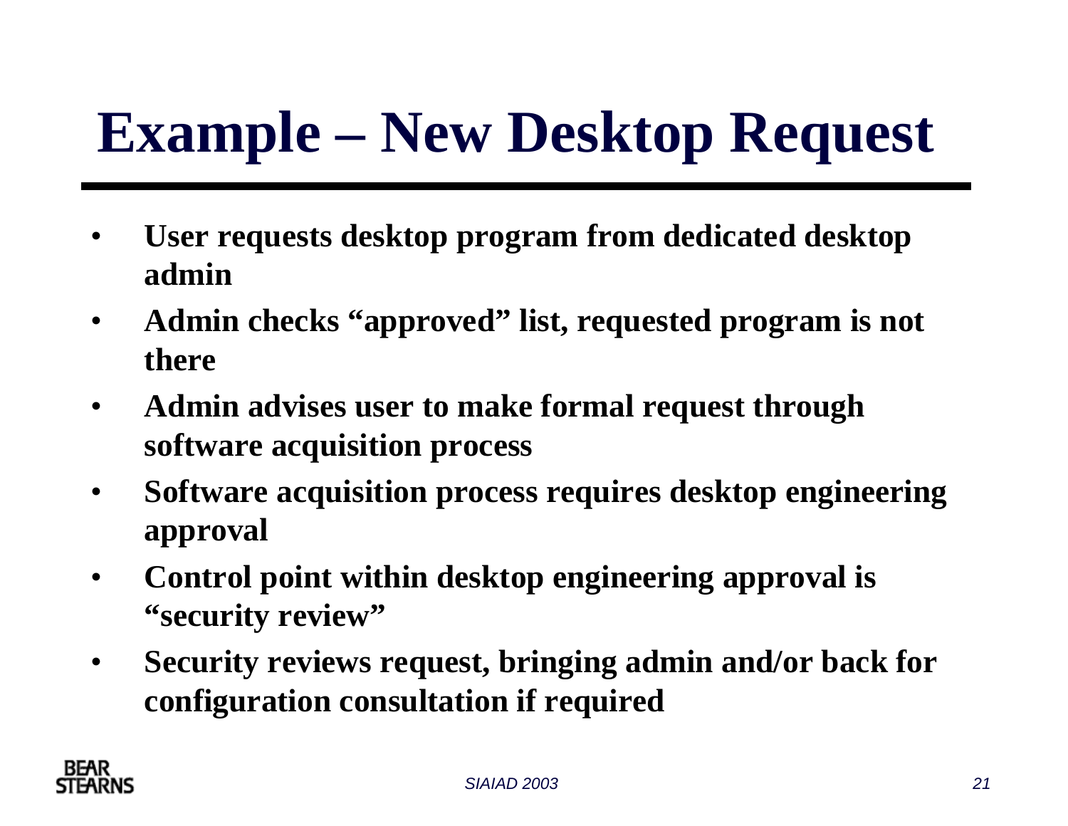# Example – New Desktop Request

- **User requests desktop program from dedicated desktop admin**
- **Admin checks "approved" list, requested program is not there**
- **Admin advises user to make formal request through software acquisition process**
- **Software acquisition process requires desktop engineering approval**
- **Control point within desktop engineering approval is "security review"**
- **Security reviews request, bringing admin and/or back for configuration consultation if required**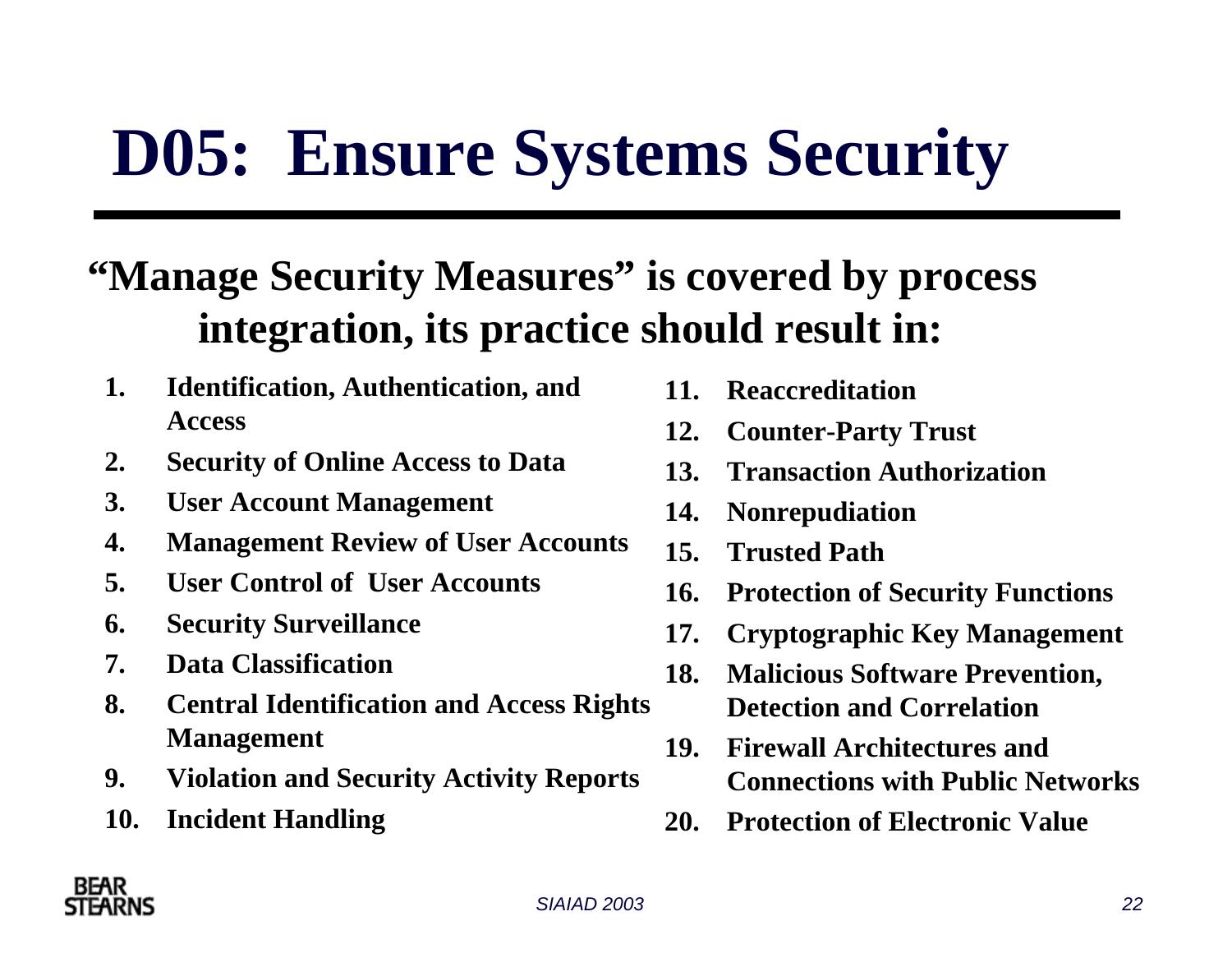# D05: Ensure Systems Security

## "Manage Security Measures" is covered by process integration, its practice should result in:

1. Identification, Authentication, and Access
2. Security of Online Access to Data
3. User Account Management
4. Management Review of User Accounts
5. User Control of User Accounts
6. Security Surveillance
7. Data Classification
8. Central Identification and Access Rights Management
9. Violation and Security Activity Reports
10. Incident Handling
11. Reaccreditation
12. Counter-Party Trust
13. Transaction Authorization
14. Nonrepudiation
15. Trusted Path
16. Protection of Security Functions
17. Cryptographic Key Management
18. Malicious Software Prevention, Detection and Correlation
19. Firewall Architectures and Connections with Public Networks
20. Protection of Electronic Value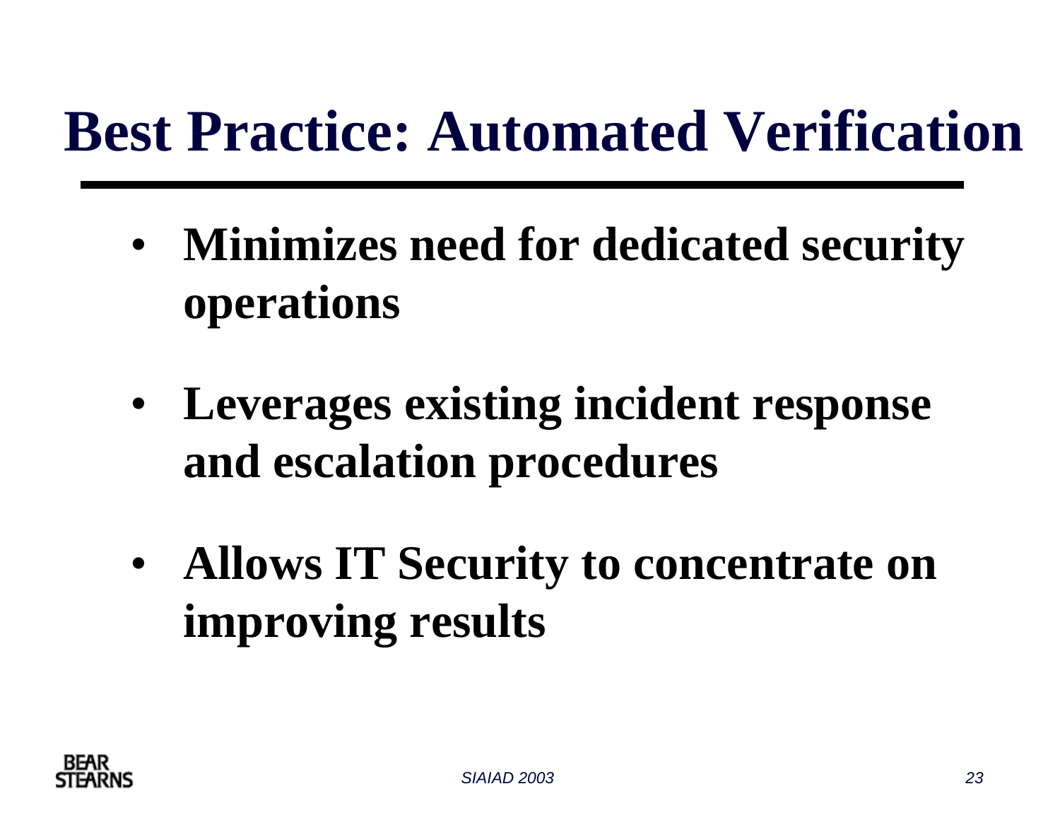# Best Practice: Automated Verification

- **Minimizes need for dedicated security operations**
- **Leverages existing incident response and escalation procedures**
- **Allows IT Security to concentrate on improving results**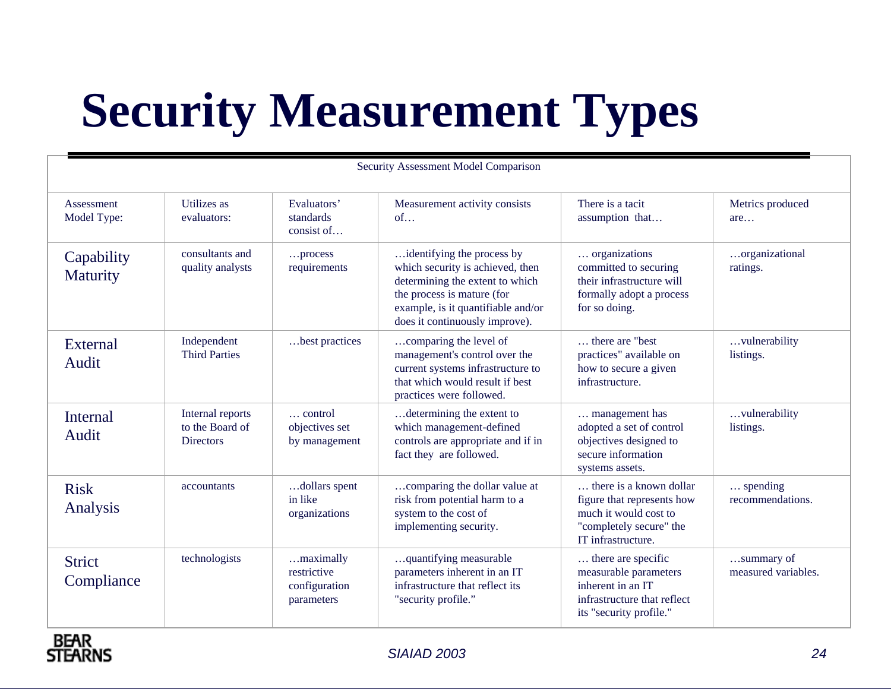# Security Measurement Types

Security Assessment Model Comparison

| Assessment Model Type: | Utilizes as evaluators: | Evaluators' standards consist of… | Measurement activity consists of… | There is a tacit assumption that… | Metrics produced are… |
|---|---|---|---|---|---|
| Capability Maturity | consultants and quality analysts | …process requirements | …identifying the process by which security is achieved, then determining the extent to which the process is mature (for example, is it quantifiable and/or does it continuously improve). | … organizations committed to securing their infrastructure will formally adopt a process for so doing. | …organizational ratings. |
| External Audit | Independent Third Parties | …best practices | …comparing the level of management's control over the current systems infrastructure to that which would result if best practices were followed. | … there are "best practices" available on how to secure a given infrastructure. | …vulnerability listings. |
| Internal Audit | Internal reports to the Board of Directors | … control objectives set by management | …determining the extent to which management-defined controls are appropriate and if in fact they are followed. | … management has adopted a set of control objectives designed to secure information systems assets. | …vulnerability listings. |
| Risk Analysis | accountants | …dollars spent in like organizations | …comparing the dollar value at risk from potential harm to a system to the cost of implementing security. | … there is a known dollar figure that represents how much it would cost to "completely secure" the IT infrastructure. | … spending recommendations. |
| Strict Compliance | technologists | …maximally restrictive configuration parameters | …quantifying measurable parameters inherent in an IT infrastructure that reflect its "security profile." | … there are specific measurable parameters inherent in an IT infrastructure that reflect its "security profile." | …summary of measured variables. |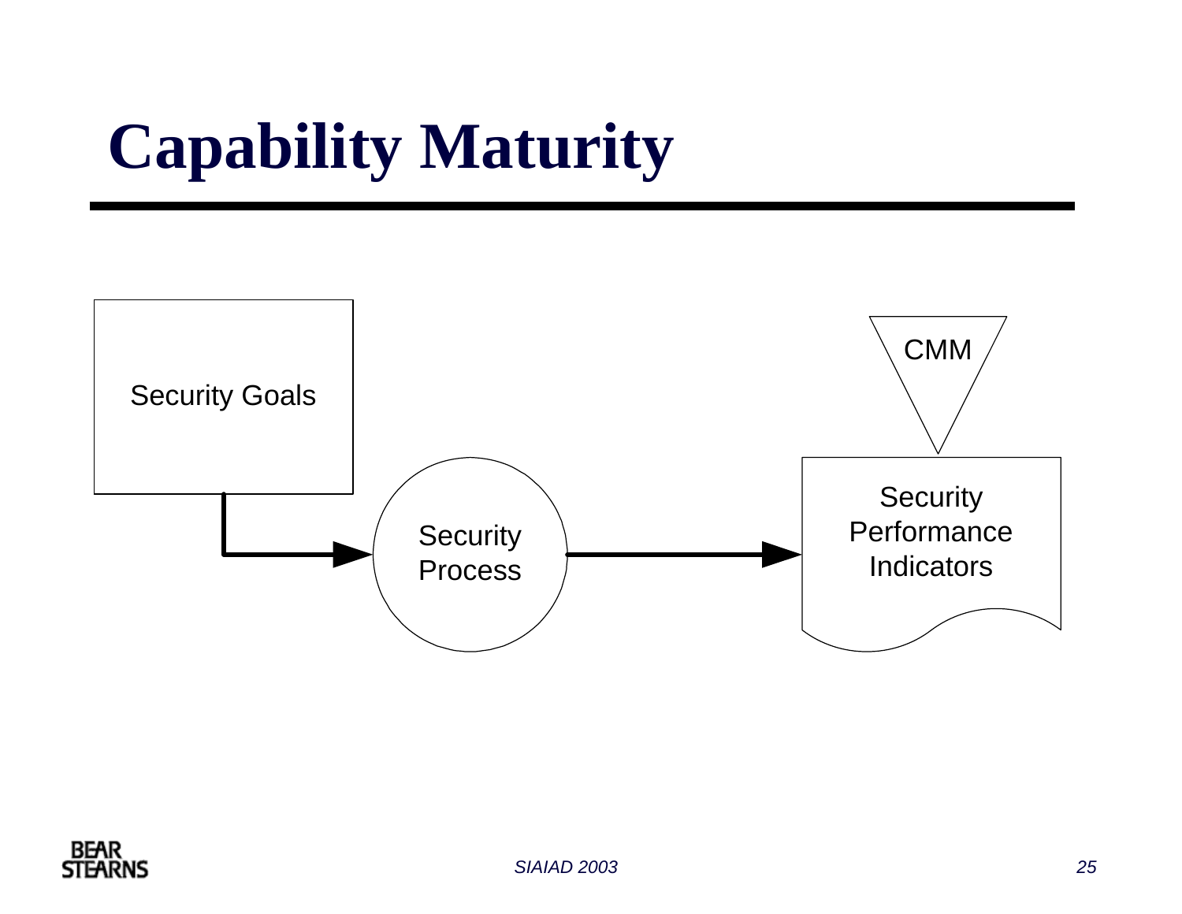# Capability Maturity

Security Goals

Security Process

CMM

Security Performance Indicators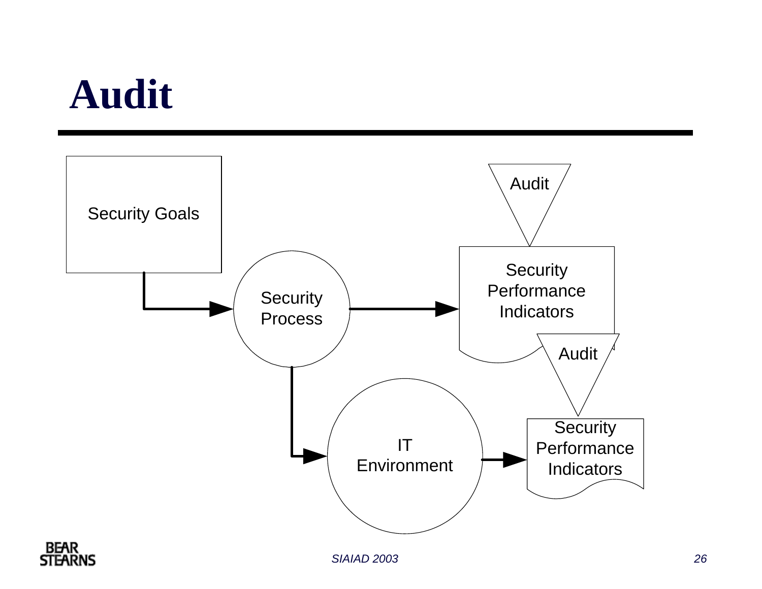# Audit

Security Goals

Security Process

Security Performance Indicators

Audit

IT Environment

Security Performance Indicators

Audit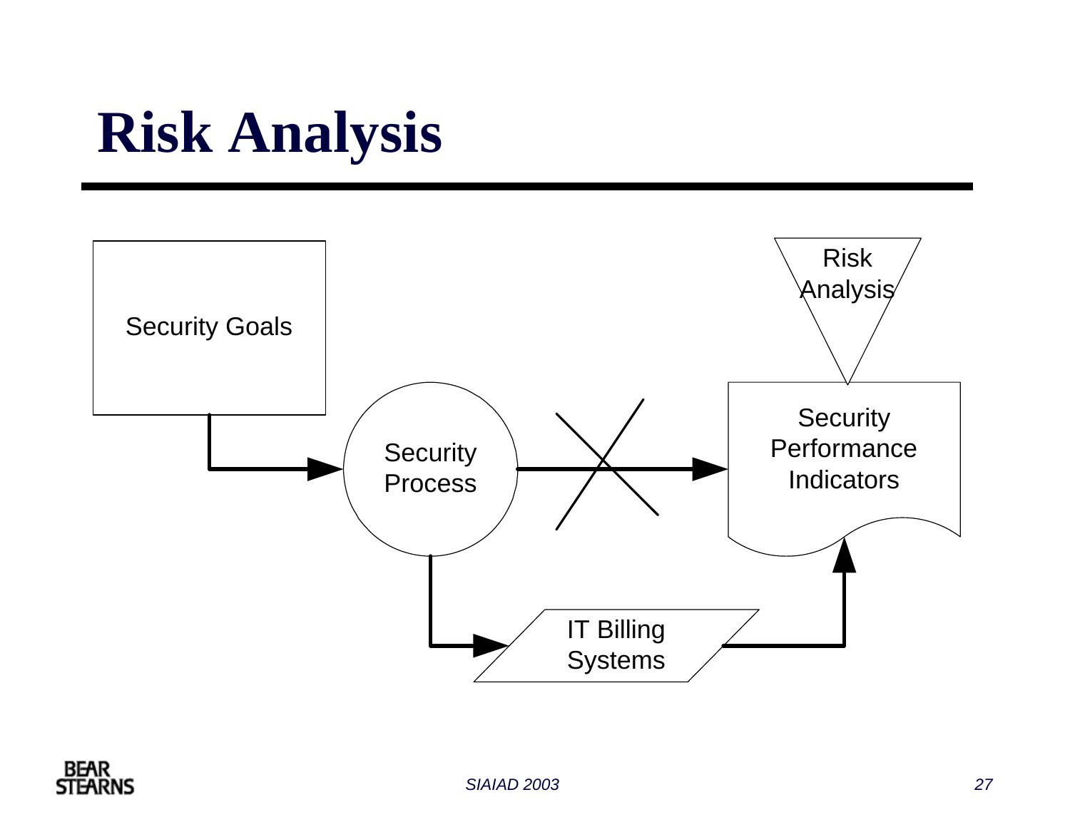# Risk Analysis

Security Goals

Security Process

Risk Analysis

Security Performance Indicators

IT Billing Systems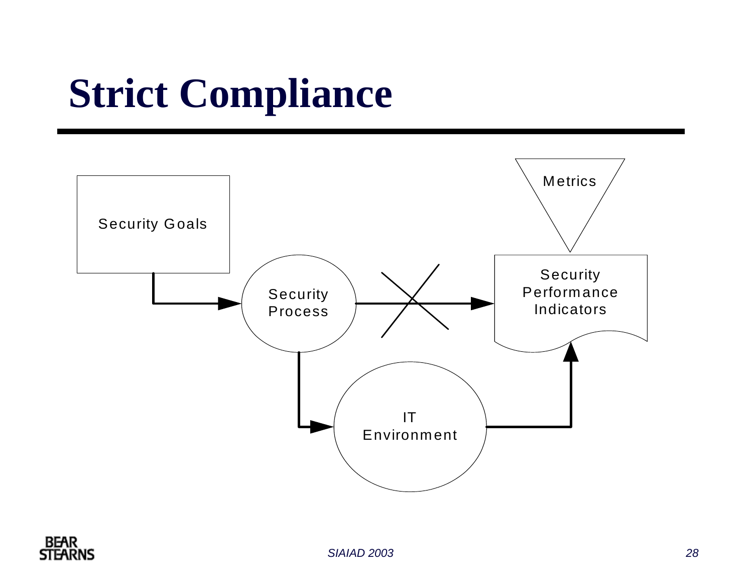# Strict Compliance

Security Goals

Security Process

Metrics

Security Performance Indicators

IT Environment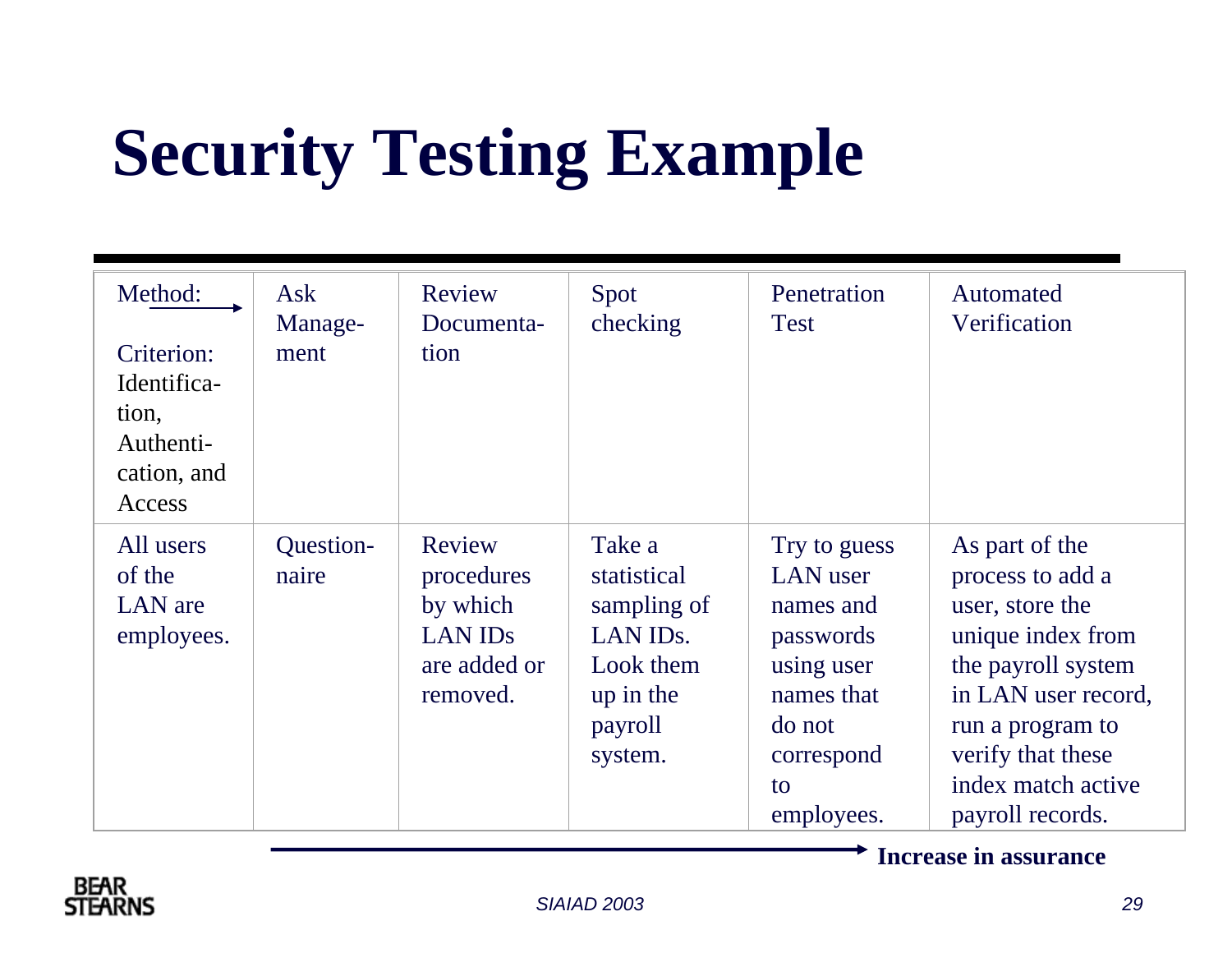# Security Testing Example

| Method: → Criterion: Identification, Authentication, and Access | Ask Management | Review Documentation | Spot checking | Penetration Test | Automated Verification |
| --- | --- | --- | --- | --- | --- |
| All users of the LAN are employees. | Questionnaire | Review procedures by which LAN IDs are added or removed. | Take a statistical sampling of LAN IDs. Look them up in the payroll system. | Try to guess LAN user names and passwords using user names that do not correspond to employees. | As part of the process to add a user, store the unique index from the payroll system in LAN user record, run a program to verify that these index match active payroll records. |

→ **Increase in assurance**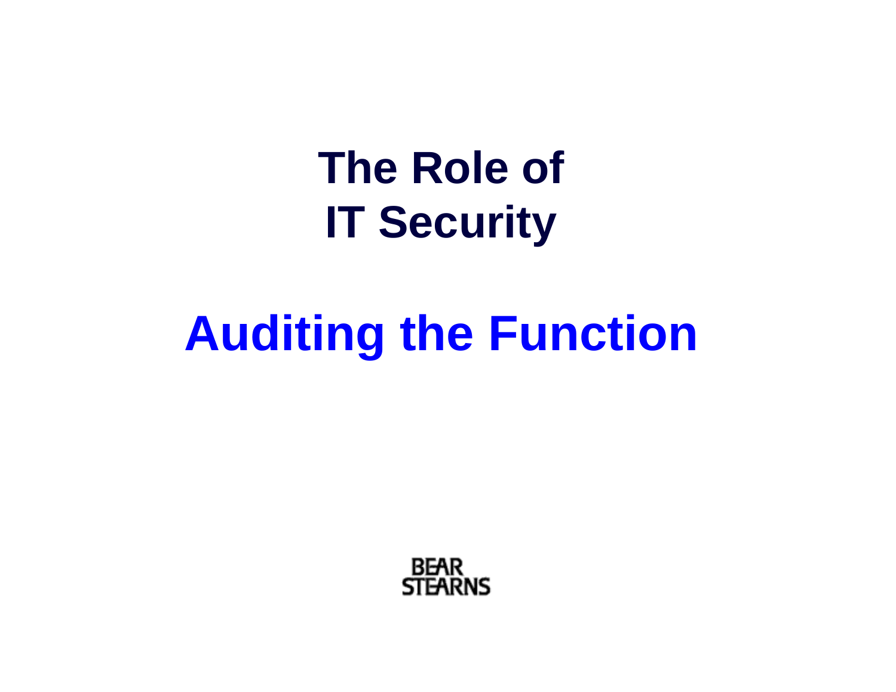# The Role of IT Security

## Auditing the Function

BEAR STEARNS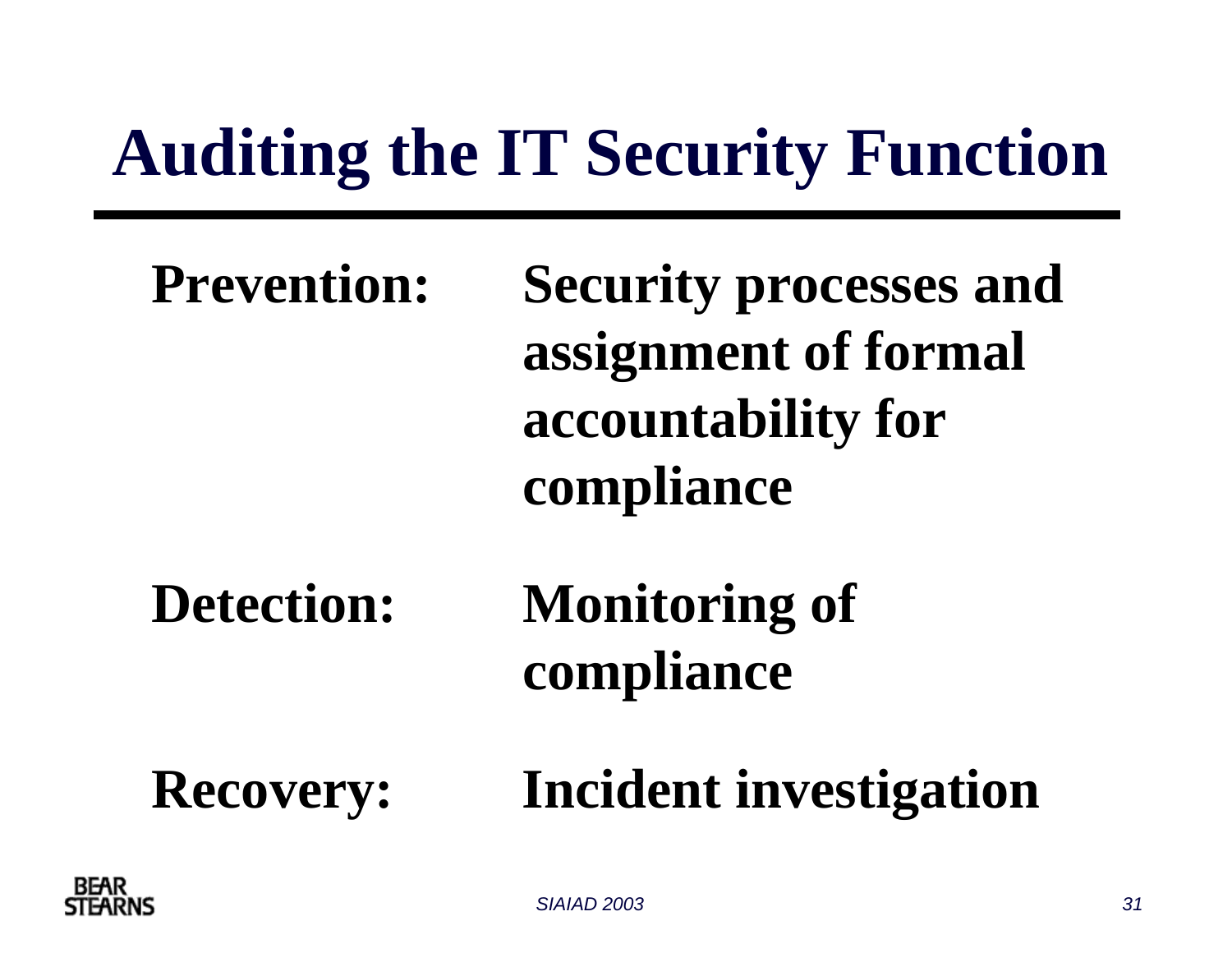# Auditing the IT Security Function

**Prevention:** Security processes and assignment of formal accountability for compliance

**Detection:** Monitoring of compliance

**Recovery:** Incident investigation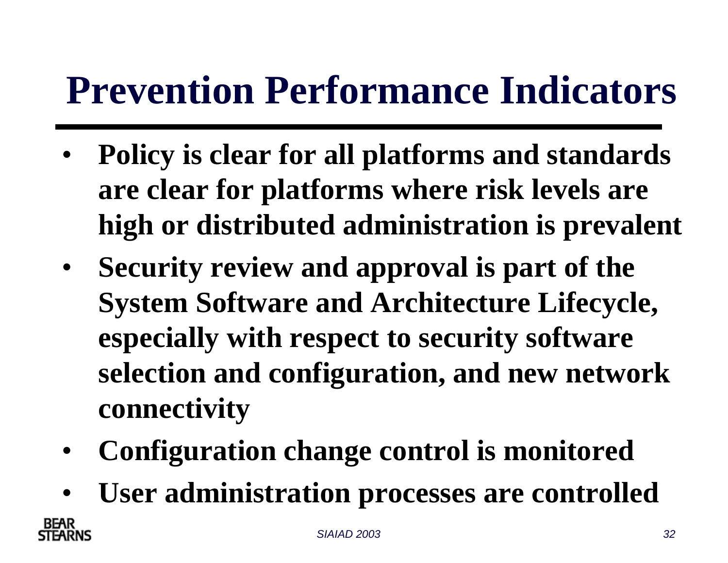# Prevention Performance Indicators

- **Policy is clear for all platforms and standards are clear for platforms where risk levels are high or distributed administration is prevalent**
- **Security review and approval is part of the System Software and Architecture Lifecycle, especially with respect to security software selection and configuration, and new network connectivity**
- **Configuration change control is monitored**
- **User administration processes are controlled**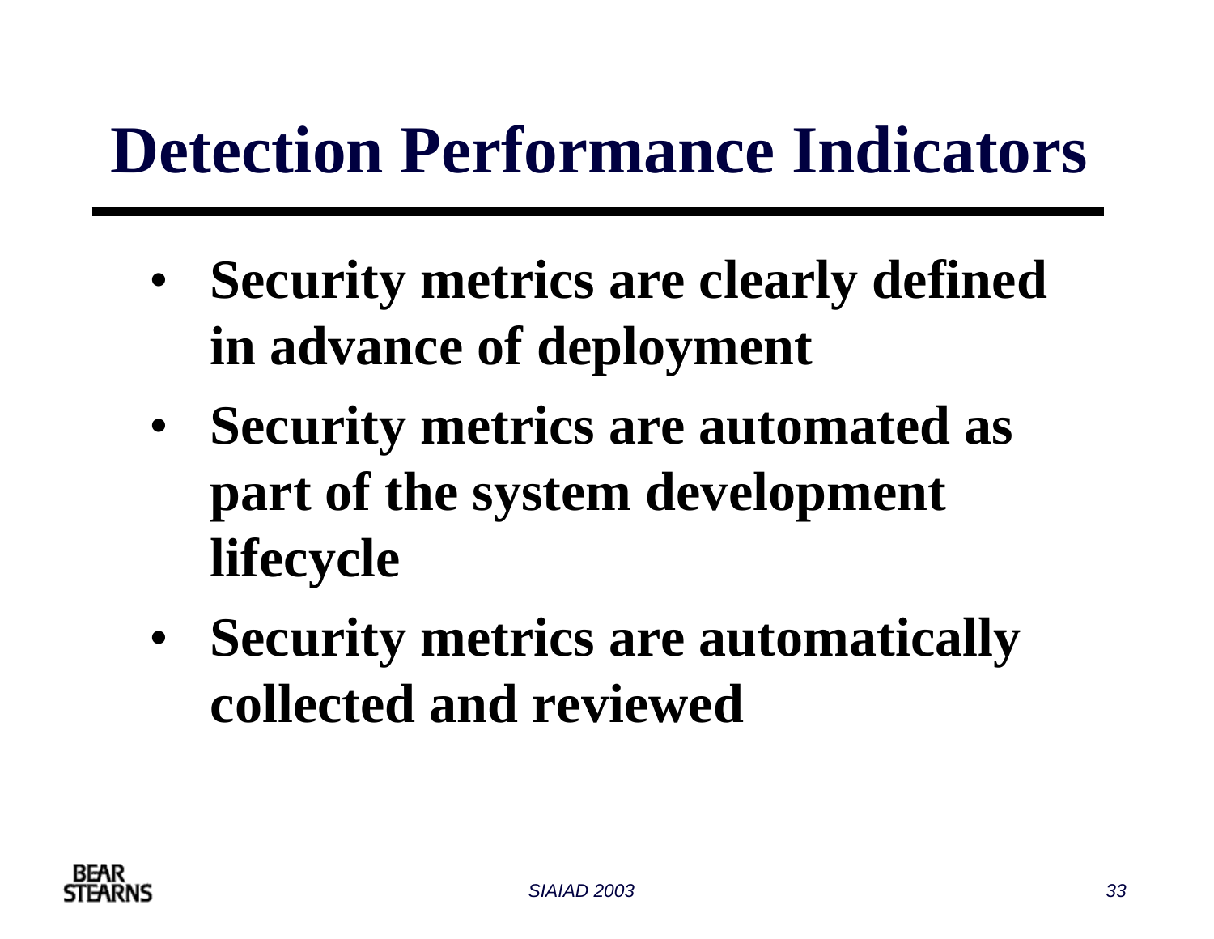# Detection Performance Indicators

- **Security metrics are clearly defined in advance of deployment**
- **Security metrics are automated as part of the system development lifecycle**
- **Security metrics are automatically collected and reviewed**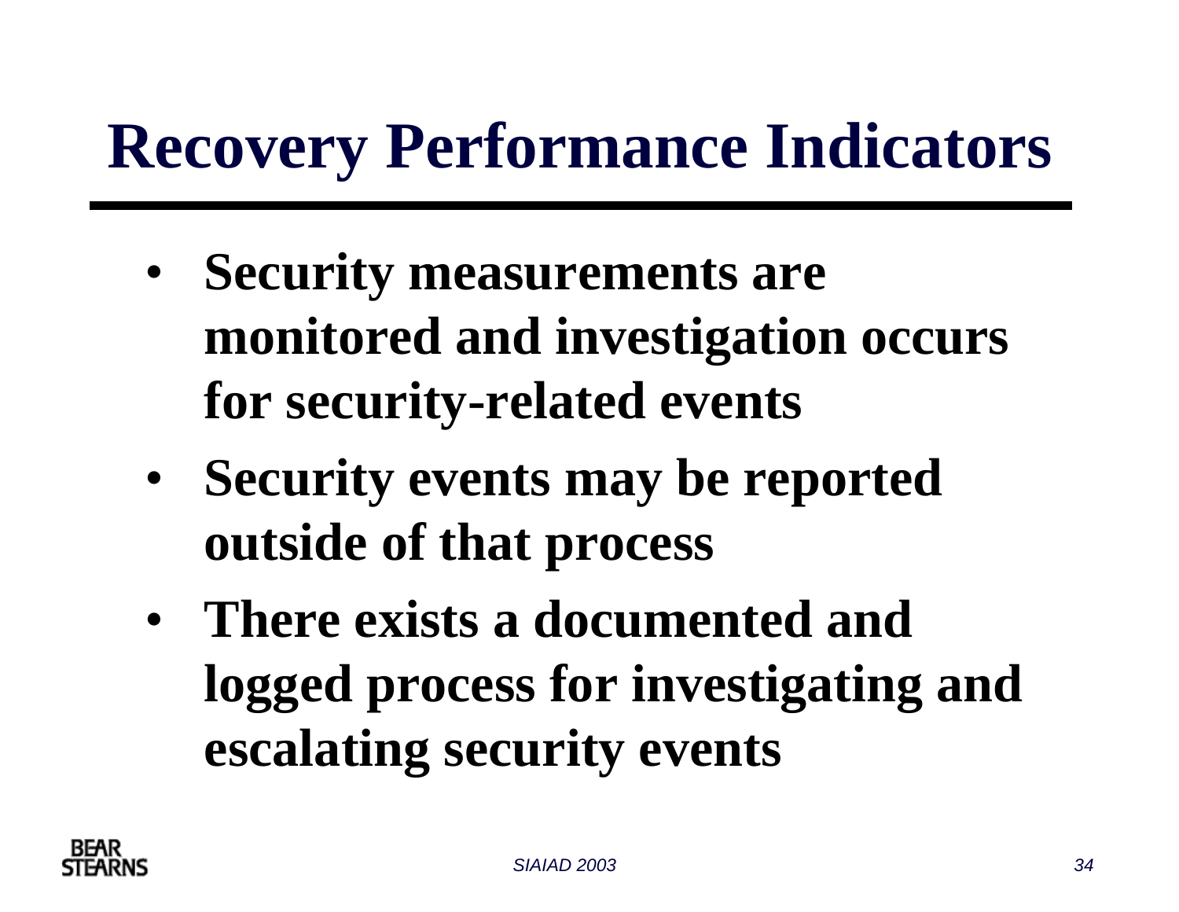# Recovery Performance Indicators

- **Security measurements are monitored and investigation occurs for security-related events**
- **Security events may be reported outside of that process**
- **There exists a documented and logged process for investigating and escalating security events**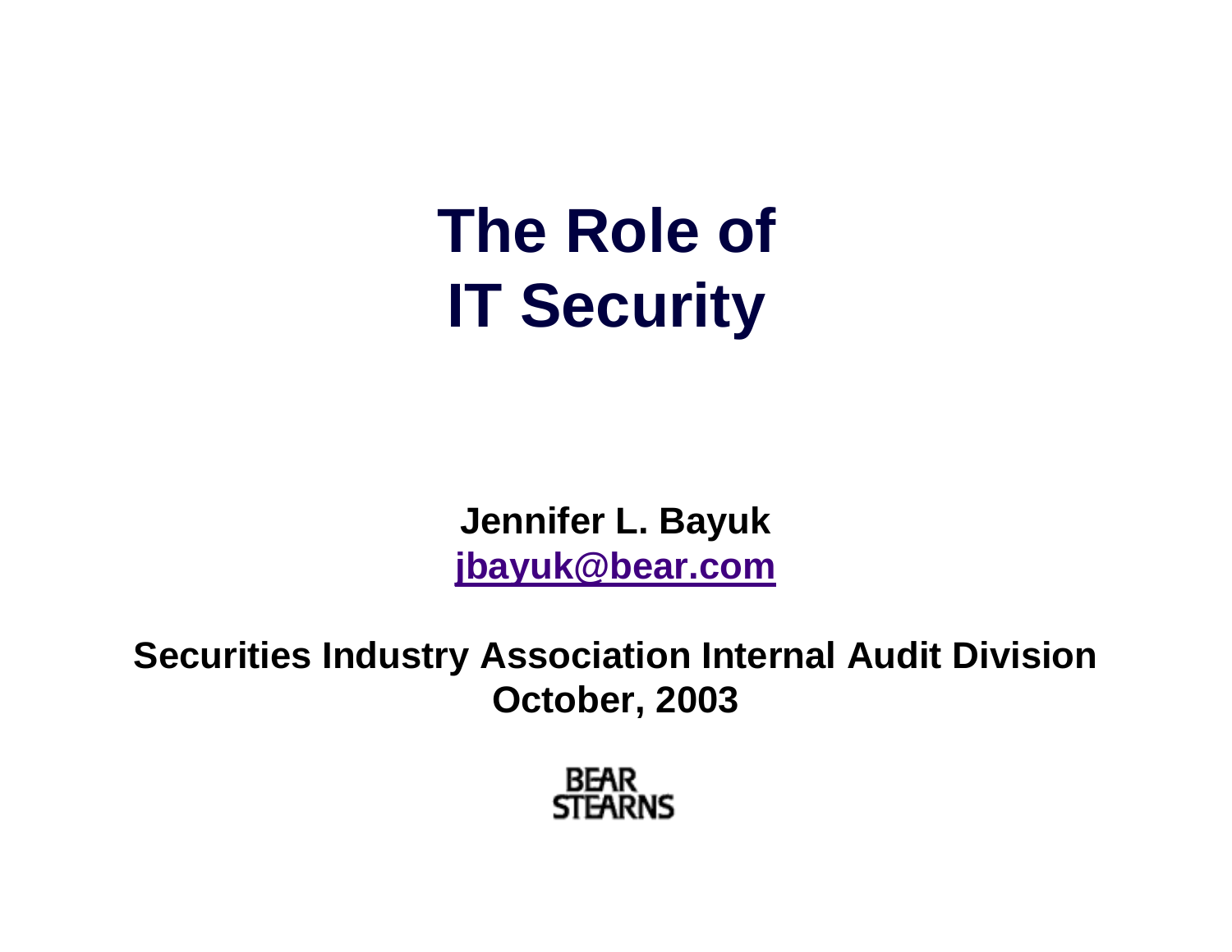# The Role of IT Security

**Jennifer L. Bayuk**
**jbayuk@bear.com**

**Securities Industry Association Internal Audit Division**
**October, 2003**

BEAR STEARNS